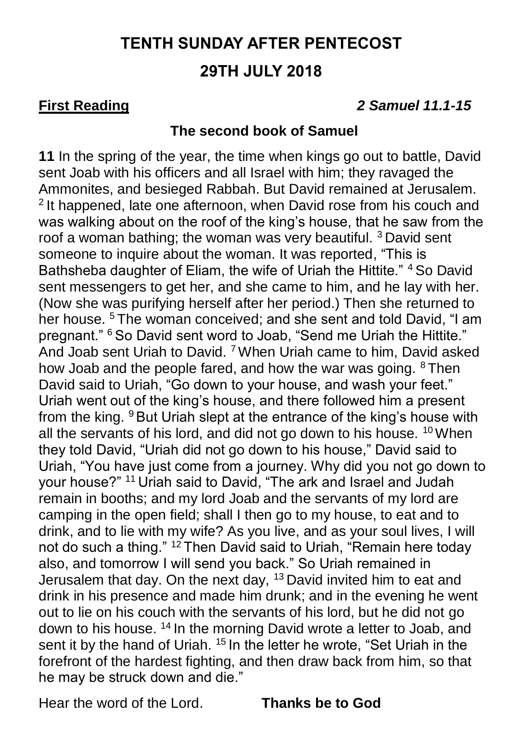# TENTH SUNDAY AFTER PENTECOST

# 29TH JULY 2018

**First Reading** *2 Samuel 11.1-15*

**The second book of Samuel**

**11** In the spring of the year, the time when kings go out to battle, David sent Joab with his officers and all Israel with him; they ravaged the Ammonites, and besieged Rabbah. But David remained at Jerusalem. [2] It happened, late one afternoon, when David rose from his couch and was walking about on the roof of the king's house, that he saw from the roof a woman bathing; the woman was very beautiful. [3] David sent someone to inquire about the woman. It was reported, "This is Bathsheba daughter of Eliam, the wife of Uriah the Hittite." [4] So David sent messengers to get her, and she came to him, and he lay with her. (Now she was purifying herself after her period.) Then she returned to her house. [5] The woman conceived; and she sent and told David, "I am pregnant." [6] So David sent word to Joab, "Send me Uriah the Hittite." And Joab sent Uriah to David. [7] When Uriah came to him, David asked how Joab and the people fared, and how the war was going. [8] Then David said to Uriah, "Go down to your house, and wash your feet." Uriah went out of the king's house, and there followed him a present from the king. [9] But Uriah slept at the entrance of the king's house with all the servants of his lord, and did not go down to his house. [10] When they told David, "Uriah did not go down to his house," David said to Uriah, "You have just come from a journey. Why did you not go down to your house?" [11] Uriah said to David, "The ark and Israel and Judah remain in booths; and my lord Joab and the servants of my lord are camping in the open field; shall I then go to my house, to eat and to drink, and to lie with my wife? As you live, and as your soul lives, I will not do such a thing." [12] Then David said to Uriah, "Remain here today also, and tomorrow I will send you back." So Uriah remained in Jerusalem that day. On the next day, [13] David invited him to eat and drink in his presence and made him drunk; and in the evening he went out to lie on his couch with the servants of his lord, but he did not go down to his house. [14] In the morning David wrote a letter to Joab, and sent it by the hand of Uriah. [15] In the letter he wrote, "Set Uriah in the forefront of the hardest fighting, and then draw back from him, so that he may be struck down and die."

Hear the word of the Lord. **Thanks be to God**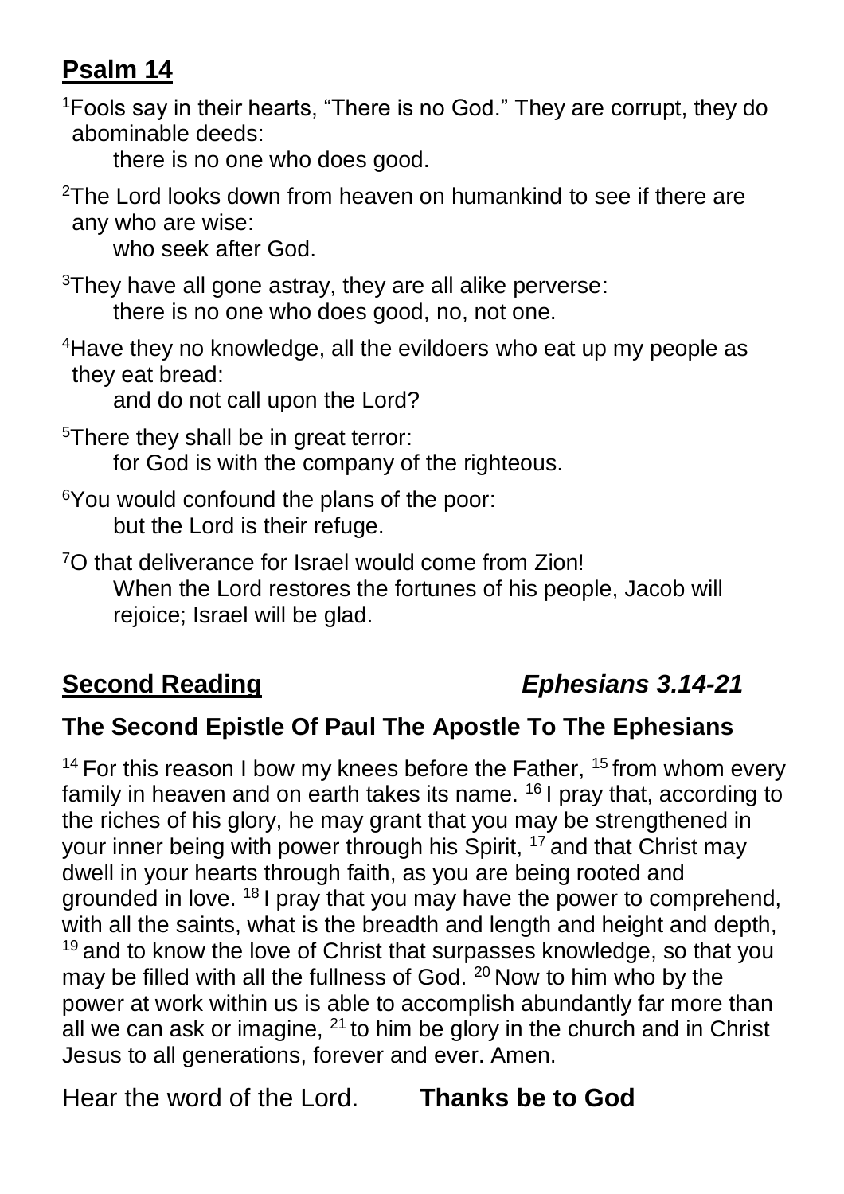## Psalm 14

[1]Fools say in their hearts, "There is no God." They are corrupt, they do abominable deeds:
there is no one who does good.

[2]The Lord looks down from heaven on humankind to see if there are any who are wise:
who seek after God.

[3]They have all gone astray, they are all alike perverse:
there is no one who does good, no, not one.

[4]Have they no knowledge, all the evildoers who eat up my people as they eat bread:
and do not call upon the Lord?

[5]There they shall be in great terror:
for God is with the company of the righteous.

[6]You would confound the plans of the poor:
but the Lord is their refuge.

[7]O that deliverance for Israel would come from Zion!
When the Lord restores the fortunes of his people, Jacob will rejoice; Israel will be glad.

## Second Reading *Ephesians 3.14-21*

### The Second Epistle Of Paul The Apostle To The Ephesians

[14] For this reason I bow my knees before the Father, [15] from whom every family in heaven and on earth takes its name. [16] I pray that, according to the riches of his glory, he may grant that you may be strengthened in your inner being with power through his Spirit, [17] and that Christ may dwell in your hearts through faith, as you are being rooted and grounded in love. [18] I pray that you may have the power to comprehend, with all the saints, what is the breadth and length and height and depth, [19] and to know the love of Christ that surpasses knowledge, so that you may be filled with all the fullness of God. [20] Now to him who by the power at work within us is able to accomplish abundantly far more than all we can ask or imagine, [21] to him be glory in the church and in Christ Jesus to all generations, forever and ever. Amen.

Hear the word of the Lord. **Thanks be to God**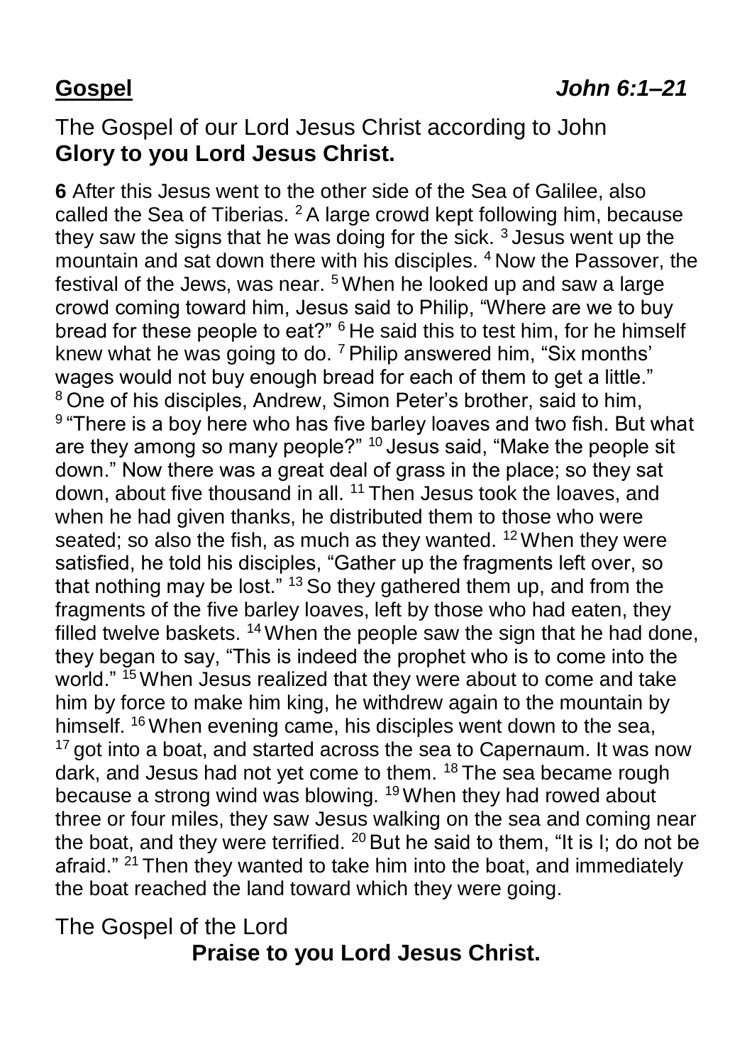**Gospel** ***John 6:1–21***

The Gospel of our Lord Jesus Christ according to John
**Glory to you Lord Jesus Christ.**

**6** After this Jesus went to the other side of the Sea of Galilee, also called the Sea of Tiberias. [2] A large crowd kept following him, because they saw the signs that he was doing for the sick. [3] Jesus went up the mountain and sat down there with his disciples. [4] Now the Passover, the festival of the Jews, was near. [5] When he looked up and saw a large crowd coming toward him, Jesus said to Philip, "Where are we to buy bread for these people to eat?" [6] He said this to test him, for he himself knew what he was going to do. [7] Philip answered him, "Six months' wages would not buy enough bread for each of them to get a little." [8] One of his disciples, Andrew, Simon Peter's brother, said to him, [9] "There is a boy here who has five barley loaves and two fish. But what are they among so many people?" [10] Jesus said, "Make the people sit down." Now there was a great deal of grass in the place; so they sat down, about five thousand in all. [11] Then Jesus took the loaves, and when he had given thanks, he distributed them to those who were seated; so also the fish, as much as they wanted. [12] When they were satisfied, he told his disciples, "Gather up the fragments left over, so that nothing may be lost." [13] So they gathered them up, and from the fragments of the five barley loaves, left by those who had eaten, they filled twelve baskets. [14] When the people saw the sign that he had done, they began to say, "This is indeed the prophet who is to come into the world." [15] When Jesus realized that they were about to come and take him by force to make him king, he withdrew again to the mountain by himself. [16] When evening came, his disciples went down to the sea, [17] got into a boat, and started across the sea to Capernaum. It was now dark, and Jesus had not yet come to them. [18] The sea became rough because a strong wind was blowing. [19] When they had rowed about three or four miles, they saw Jesus walking on the sea and coming near the boat, and they were terrified. [20] But he said to them, "It is I; do not be afraid." [21] Then they wanted to take him into the boat, and immediately the boat reached the land toward which they were going.

The Gospel of the Lord
**Praise to you Lord Jesus Christ.**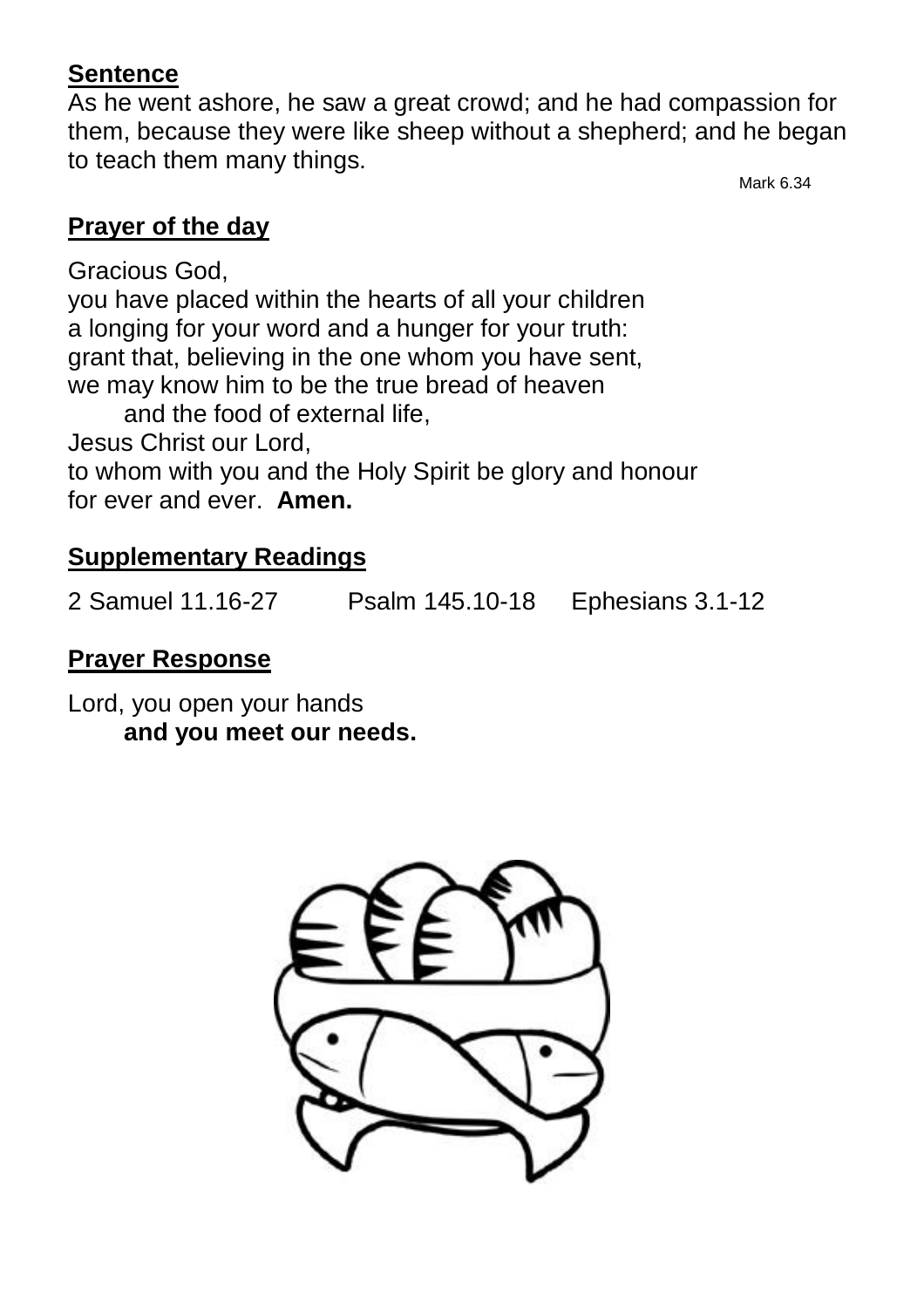**Sentence**

As he went ashore, he saw a great crowd; and he had compassion for them, because they were like sheep without a shepherd; and he began to teach them many things.

Mark 6.34

**Prayer of the day**

Gracious God,
you have placed within the hearts of all your children
a longing for your word and a hunger for your truth:
grant that, believing in the one whom you have sent,
we may know him to be the true bread of heaven
and the food of external life,
Jesus Christ our Lord,
to whom with you and the Holy Spirit be glory and honour
for ever and ever. **Amen.**

**Supplementary Readings**

2 Samuel 11.16-27  Psalm 145.10-18  Ephesians 3.1-12

**Prayer Response**

Lord, you open your hands
**and you meet our needs.**